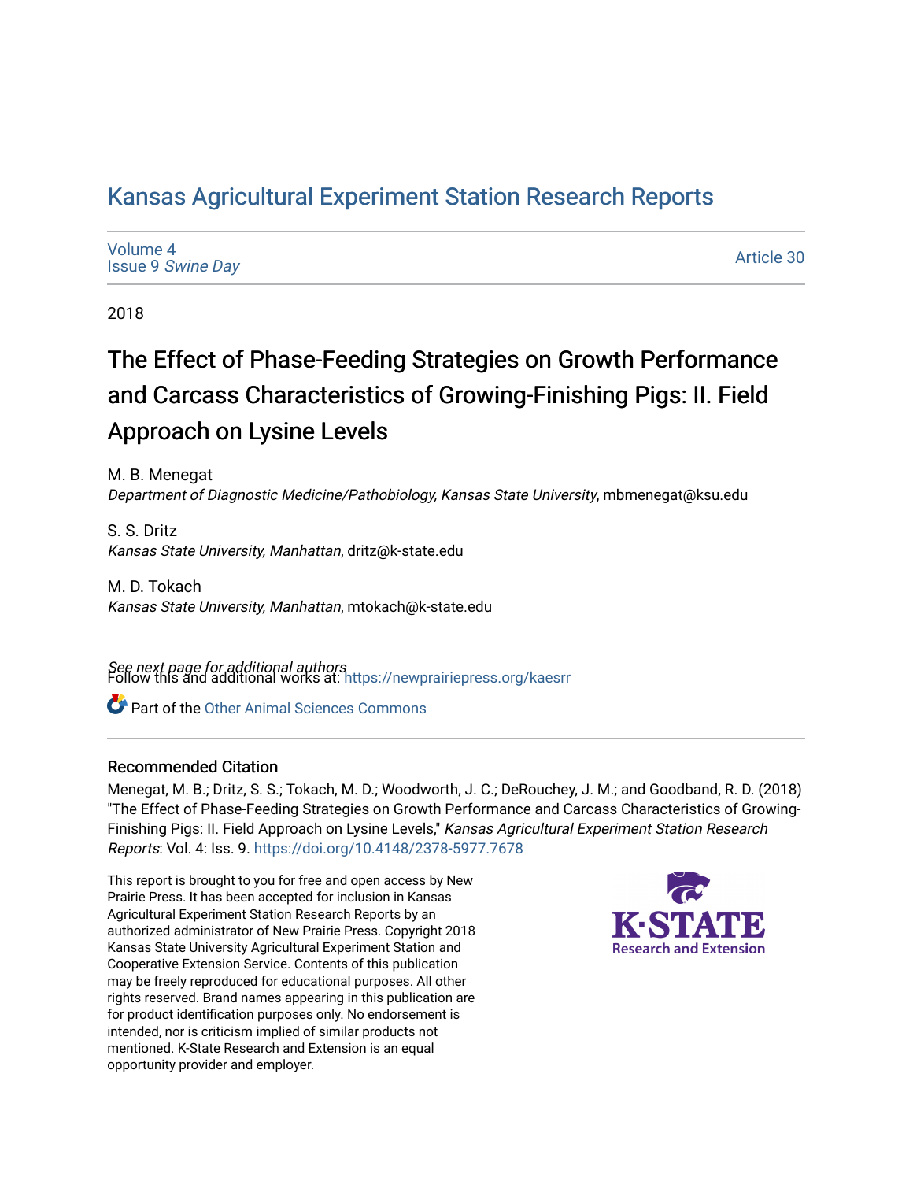# Kansas Agricultural Experiment Station Research Reports

Volume 4
Issue 9 *Swine Day*

Article 30

2018

## The Effect of Phase-Feeding Strategies on Growth Performance and Carcass Characteristics of Growing-Finishing Pigs: II. Field Approach on Lysine Levels

M. B. Menegat
*Department of Diagnostic Medicine/Pathobiology, Kansas State University*, mbmenegat@ksu.edu

S. S. Dritz
*Kansas State University, Manhattan*, dritz@k-state.edu

M. D. Tokach
*Kansas State University, Manhattan*, mtokach@k-state.edu

*See next page for additional authors*

Follow this and additional works at: https://newprairiepress.org/kaesrr

Part of the Other Animal Sciences Commons

### Recommended Citation

Menegat, M. B.; Dritz, S. S.; Tokach, M. D.; Woodworth, J. C.; DeRouchey, J. M.; and Goodband, R. D. (2018) "The Effect of Phase-Feeding Strategies on Growth Performance and Carcass Characteristics of Growing-Finishing Pigs: II. Field Approach on Lysine Levels," *Kansas Agricultural Experiment Station Research Reports*: Vol. 4: Iss. 9. https://doi.org/10.4148/2378-5977.7678

This report is brought to you for free and open access by New Prairie Press. It has been accepted for inclusion in Kansas Agricultural Experiment Station Research Reports by an authorized administrator of New Prairie Press. Copyright 2018 Kansas State University Agricultural Experiment Station and Cooperative Extension Service. Contents of this publication may be freely reproduced for educational purposes. All other rights reserved. Brand names appearing in this publication are for product identification purposes only. No endorsement is intended, nor is criticism implied of similar products not mentioned. K-State Research and Extension is an equal opportunity provider and employer.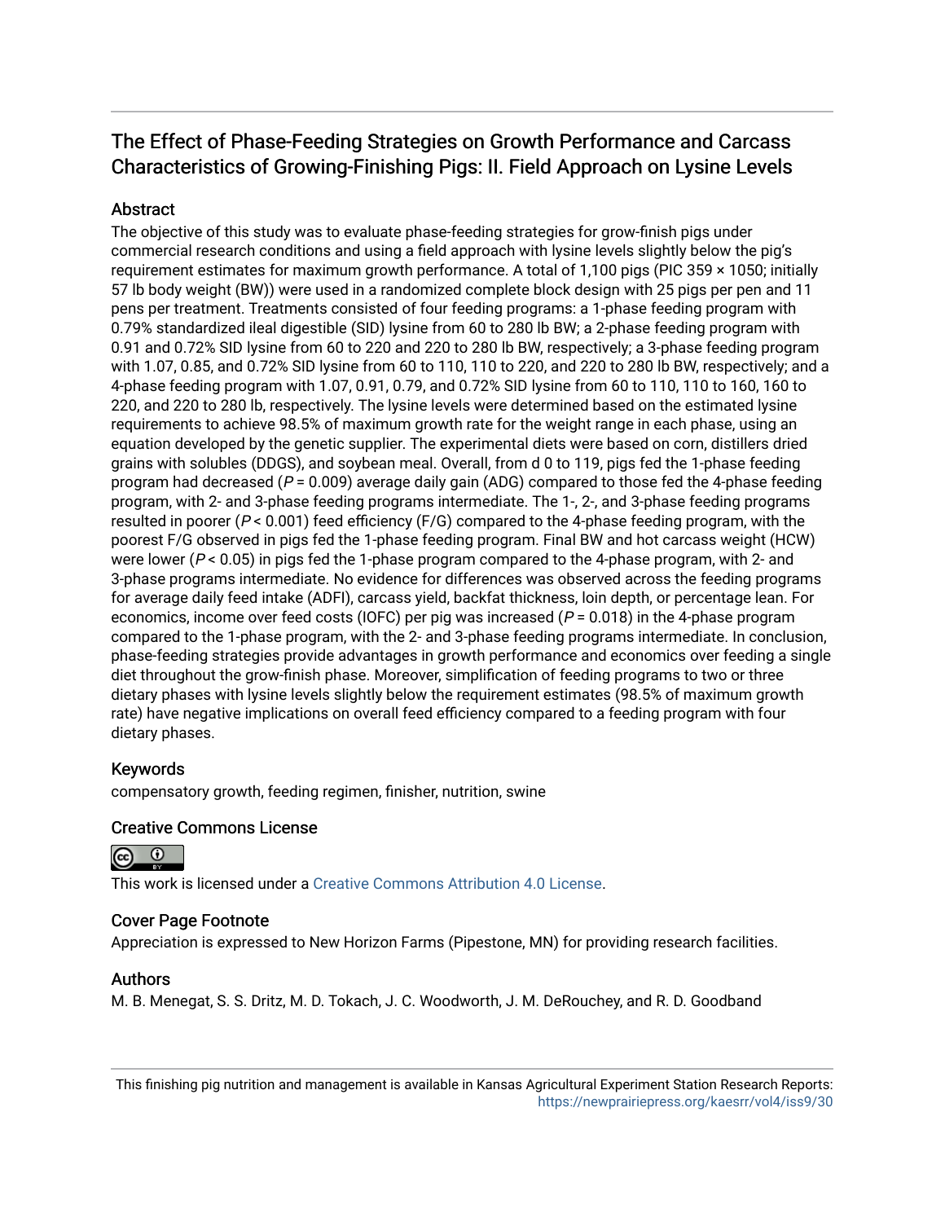# The Effect of Phase-Feeding Strategies on Growth Performance and Carcass Characteristics of Growing-Finishing Pigs: II. Field Approach on Lysine Levels

## Abstract

The objective of this study was to evaluate phase-feeding strategies for grow-finish pigs under commercial research conditions and using a field approach with lysine levels slightly below the pig's requirement estimates for maximum growth performance. A total of 1,100 pigs (PIC 359 × 1050; initially 57 lb body weight (BW)) were used in a randomized complete block design with 25 pigs per pen and 11 pens per treatment. Treatments consisted of four feeding programs: a 1-phase feeding program with 0.79% standardized ileal digestible (SID) lysine from 60 to 280 lb BW; a 2-phase feeding program with 0.91 and 0.72% SID lysine from 60 to 220 and 220 to 280 lb BW, respectively; a 3-phase feeding program with 1.07, 0.85, and 0.72% SID lysine from 60 to 110, 110 to 220, and 220 to 280 lb BW, respectively; and a 4-phase feeding program with 1.07, 0.91, 0.79, and 0.72% SID lysine from 60 to 110, 110 to 160, 160 to 220, and 220 to 280 lb, respectively. The lysine levels were determined based on the estimated lysine requirements to achieve 98.5% of maximum growth rate for the weight range in each phase, using an equation developed by the genetic supplier. The experimental diets were based on corn, distillers dried grains with solubles (DDGS), and soybean meal. Overall, from d 0 to 119, pigs fed the 1-phase feeding program had decreased ($P = 0.009$) average daily gain (ADG) compared to those fed the 4-phase feeding program, with 2- and 3-phase feeding programs intermediate. The 1-, 2-, and 3-phase feeding programs resulted in poorer ($P < 0.001$) feed efficiency (F/G) compared to the 4-phase feeding program, with the poorest F/G observed in pigs fed the 1-phase feeding program. Final BW and hot carcass weight (HCW) were lower ($P < 0.05$) in pigs fed the 1-phase program compared to the 4-phase program, with 2- and 3-phase programs intermediate. No evidence for differences was observed across the feeding programs for average daily feed intake (ADFI), carcass yield, backfat thickness, loin depth, or percentage lean. For economics, income over feed costs (IOFC) per pig was increased ($P = 0.018$) in the 4-phase program compared to the 1-phase program, with the 2- and 3-phase feeding programs intermediate. In conclusion, phase-feeding strategies provide advantages in growth performance and economics over feeding a single diet throughout the grow-finish phase. Moreover, simplification of feeding programs to two or three dietary phases with lysine levels slightly below the requirement estimates (98.5% of maximum growth rate) have negative implications on overall feed efficiency compared to a feeding program with four dietary phases.

## Keywords

compensatory growth, feeding regimen, finisher, nutrition, swine

## Creative Commons License

This work is licensed under a Creative Commons Attribution 4.0 License.

## Cover Page Footnote

Appreciation is expressed to New Horizon Farms (Pipestone, MN) for providing research facilities.

## Authors

M. B. Menegat, S. S. Dritz, M. D. Tokach, J. C. Woodworth, J. M. DeRouchey, and R. D. Goodband

This finishing pig nutrition and management is available in Kansas Agricultural Experiment Station Research Reports: https://newprairiepress.org/kaesrr/vol4/iss9/30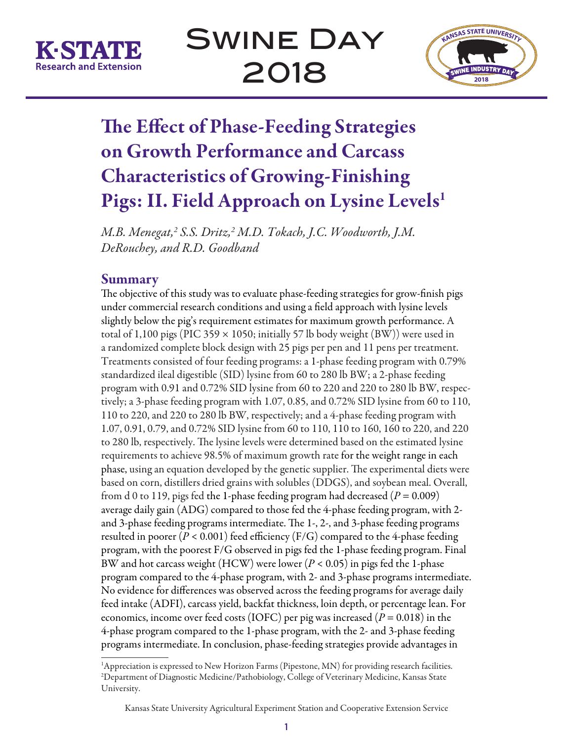# The Effect of Phase-Feeding Strategies on Growth Performance and Carcass Characteristics of Growing-Finishing Pigs: II. Field Approach on Lysine Levels[1]

*M.B. Menegat,[2] S.S. Dritz,[2] M.D. Tokach, J.C. Woodworth, J.M. DeRouchey, and R.D. Goodband*

## Summary

The objective of this study was to evaluate phase-feeding strategies for grow-finish pigs under commercial research conditions and using a field approach with lysine levels slightly below the pig's requirement estimates for maximum growth performance. A total of 1,100 pigs (PIC 359 × 1050; initially 57 lb body weight (BW)) were used in a randomized complete block design with 25 pigs per pen and 11 pens per treatment. Treatments consisted of four feeding programs: a 1-phase feeding program with 0.79% standardized ileal digestible (SID) lysine from 60 to 280 lb BW; a 2-phase feeding program with 0.91 and 0.72% SID lysine from 60 to 220 and 220 to 280 lb BW, respectively; a 3-phase feeding program with 1.07, 0.85, and 0.72% SID lysine from 60 to 110, 110 to 220, and 220 to 280 lb BW, respectively; and a 4-phase feeding program with 1.07, 0.91, 0.79, and 0.72% SID lysine from 60 to 110, 110 to 160, 160 to 220, and 220 to 280 lb, respectively. The lysine levels were determined based on the estimated lysine requirements to achieve 98.5% of maximum growth rate for the weight range in each phase, using an equation developed by the genetic supplier. The experimental diets were based on corn, distillers dried grains with solubles (DDGS), and soybean meal. Overall, from d 0 to 119, pigs fed the 1-phase feeding program had decreased ($P = 0.009$) average daily gain (ADG) compared to those fed the 4-phase feeding program, with 2- and 3-phase feeding programs intermediate. The 1-, 2-, and 3-phase feeding programs resulted in poorer ($P < 0.001$) feed efficiency (F/G) compared to the 4-phase feeding program, with the poorest F/G observed in pigs fed the 1-phase feeding program. Final BW and hot carcass weight (HCW) were lower ($P < 0.05$) in pigs fed the 1-phase program compared to the 4-phase program, with 2- and 3-phase programs intermediate. No evidence for differences was observed across the feeding programs for average daily feed intake (ADFI), carcass yield, backfat thickness, loin depth, or percentage lean. For economics, income over feed costs (IOFC) per pig was increased ($P = 0.018$) in the 4-phase program compared to the 1-phase program, with the 2- and 3-phase feeding programs intermediate. In conclusion, phase-feeding strategies provide advantages in

[1]Appreciation is expressed to New Horizon Farms (Pipestone, MN) for providing research facilities.
[2]Department of Diagnostic Medicine/Pathobiology, College of Veterinary Medicine, Kansas State University.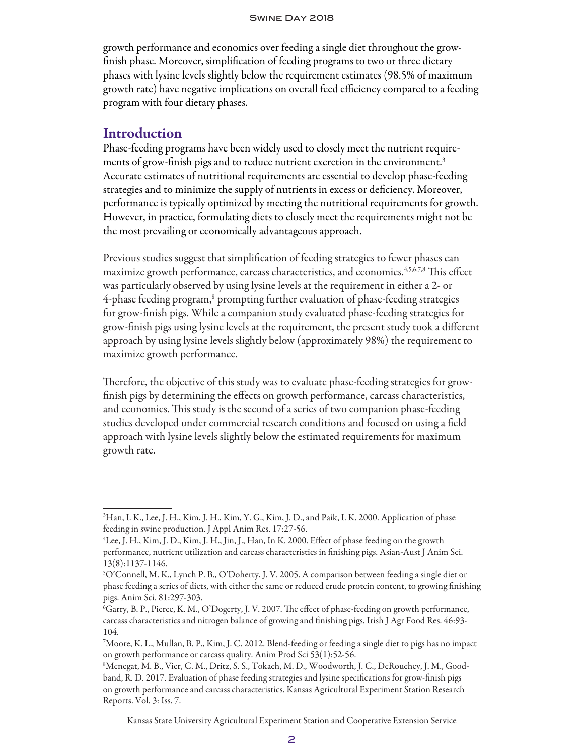growth performance and economics over feeding a single diet throughout the grow-finish phase. Moreover, simplification of feeding programs to two or three dietary phases with lysine levels slightly below the requirement estimates (98.5% of maximum growth rate) have negative implications on overall feed efficiency compared to a feeding program with four dietary phases.

## Introduction

Phase-feeding programs have been widely used to closely meet the nutrient requirements of grow-finish pigs and to reduce nutrient excretion in the environment.[3] Accurate estimates of nutritional requirements are essential to develop phase-feeding strategies and to minimize the supply of nutrients in excess or deficiency. Moreover, performance is typically optimized by meeting the nutritional requirements for growth. However, in practice, formulating diets to closely meet the requirements might not be the most prevailing or economically advantageous approach.

Previous studies suggest that simplification of feeding strategies to fewer phases can maximize growth performance, carcass characteristics, and economics.[4,5,6,7,8] This effect was particularly observed by using lysine levels at the requirement in either a 2- or 4-phase feeding program,[8] prompting further evaluation of phase-feeding strategies for grow-finish pigs. While a companion study evaluated phase-feeding strategies for grow-finish pigs using lysine levels at the requirement, the present study took a different approach by using lysine levels slightly below (approximately 98%) the requirement to maximize growth performance.

Therefore, the objective of this study was to evaluate phase-feeding strategies for grow-finish pigs by determining the effects on growth performance, carcass characteristics, and economics. This study is the second of a series of two companion phase-feeding studies developed under commercial research conditions and focused on using a field approach with lysine levels slightly below the estimated requirements for maximum growth rate.

---

[3]Han, I. K., Lee, J. H., Kim, J. H., Kim, Y. G., Kim, J. D., and Paik, I. K. 2000. Application of phase feeding in swine production. J Appl Anim Res. 17:27-56.

[4]Lee, J. H., Kim, J. D., Kim, J. H., Jin, J., Han, In K. 2000. Effect of phase feeding on the growth performance, nutrient utilization and carcass characteristics in finishing pigs. Asian-Aust J Anim Sci. 13(8):1137-1146.

[5]O'Connell, M. K., Lynch P. B., O'Doherty, J. V. 2005. A comparison between feeding a single diet or phase feeding a series of diets, with either the same or reduced crude protein content, to growing finishing pigs. Anim Sci. 81:297-303.

[6]Garry, B. P., Pierce, K. M., O'Dogerty, J. V. 2007. The effect of phase-feeding on growth performance, carcass characteristics and nitrogen balance of growing and finishing pigs. Irish J Agr Food Res. 46:93-104.

[7]Moore, K. L., Mullan, B. P., Kim, J. C. 2012. Blend-feeding or feeding a single diet to pigs has no impact on growth performance or carcass quality. Anim Prod Sci 53(1):52-56.

[8]Menegat, M. B., Vier, C. M., Dritz, S. S., Tokach, M. D., Woodworth, J. C., DeRouchey, J. M., Goodband, R. D. 2017. Evaluation of phase feeding strategies and lysine specifications for grow-finish pigs on growth performance and carcass characteristics. Kansas Agricultural Experiment Station Research Reports. Vol. 3: Iss. 7.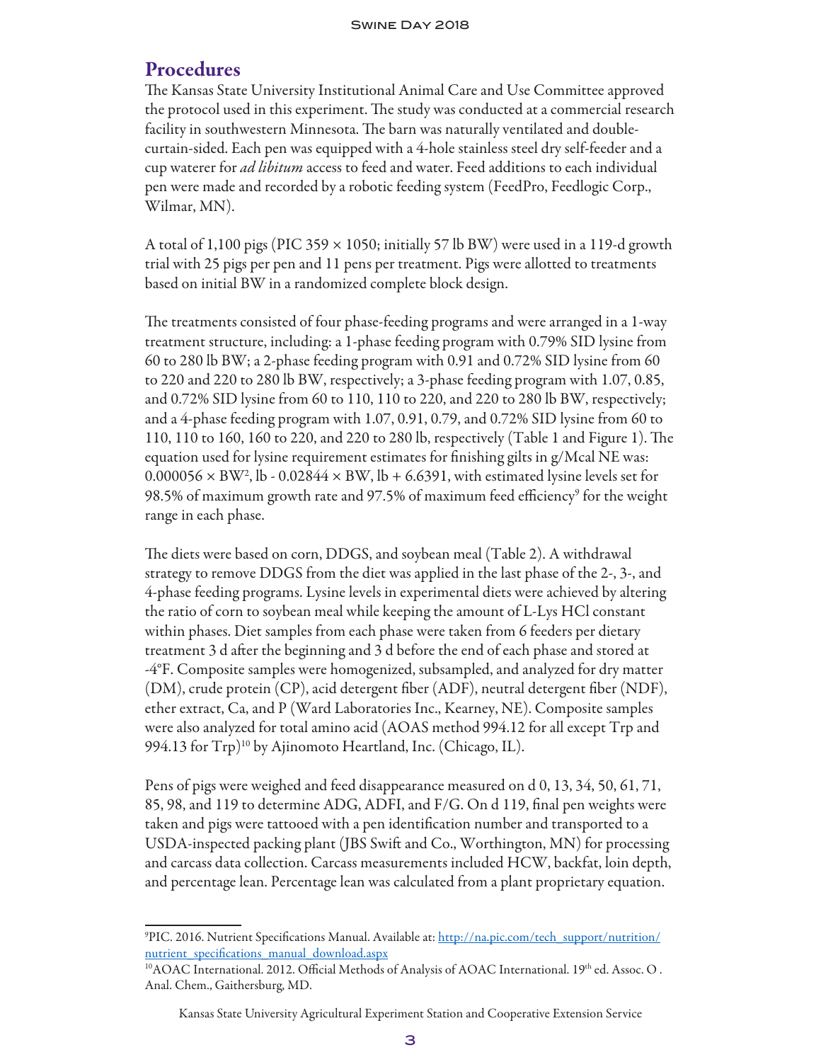## Procedures

The Kansas State University Institutional Animal Care and Use Committee approved the protocol used in this experiment. The study was conducted at a commercial research facility in southwestern Minnesota. The barn was naturally ventilated and double-curtain-sided. Each pen was equipped with a 4-hole stainless steel dry self-feeder and a cup waterer for *ad libitum* access to feed and water. Feed additions to each individual pen were made and recorded by a robotic feeding system (FeedPro, Feedlogic Corp., Wilmar, MN).

A total of 1,100 pigs (PIC 359 × 1050; initially 57 lb BW) were used in a 119-d growth trial with 25 pigs per pen and 11 pens per treatment. Pigs were allotted to treatments based on initial BW in a randomized complete block design.

The treatments consisted of four phase-feeding programs and were arranged in a 1-way treatment structure, including: a 1-phase feeding program with 0.79% SID lysine from 60 to 280 lb BW; a 2-phase feeding program with 0.91 and 0.72% SID lysine from 60 to 220 and 220 to 280 lb BW, respectively; a 3-phase feeding program with 1.07, 0.85, and 0.72% SID lysine from 60 to 110, 110 to 220, and 220 to 280 lb BW, respectively; and a 4-phase feeding program with 1.07, 0.91, 0.79, and 0.72% SID lysine from 60 to 110, 110 to 160, 160 to 220, and 220 to 280 lb, respectively (Table 1 and Figure 1). The equation used for lysine requirement estimates for finishing gilts in g/Mcal NE was: $0.000056 \times BW^2$, lb - $0.02844 \times BW$, lb + 6.6391, with estimated lysine levels set for 98.5% of maximum growth rate and 97.5% of maximum feed efficiency[9] for the weight range in each phase.

The diets were based on corn, DDGS, and soybean meal (Table 2). A withdrawal strategy to remove DDGS from the diet was applied in the last phase of the 2-, 3-, and 4-phase feeding programs. Lysine levels in experimental diets were achieved by altering the ratio of corn to soybean meal while keeping the amount of L-Lys HCl constant within phases. Diet samples from each phase were taken from 6 feeders per dietary treatment 3 d after the beginning and 3 d before the end of each phase and stored at -4°F. Composite samples were homogenized, subsampled, and analyzed for dry matter (DM), crude protein (CP), acid detergent fiber (ADF), neutral detergent fiber (NDF), ether extract, Ca, and P (Ward Laboratories Inc., Kearney, NE). Composite samples were also analyzed for total amino acid (AOAS method 994.12 for all except Trp and 994.13 for Trp)[10] by Ajinomoto Heartland, Inc. (Chicago, IL).

Pens of pigs were weighed and feed disappearance measured on d 0, 13, 34, 50, 61, 71, 85, 98, and 119 to determine ADG, ADFI, and F/G. On d 119, final pen weights were taken and pigs were tattooed with a pen identification number and transported to a USDA-inspected packing plant (JBS Swift and Co., Worthington, MN) for processing and carcass data collection. Carcass measurements included HCW, backfat, loin depth, and percentage lean. Percentage lean was calculated from a plant proprietary equation.

---

[9]PIC. 2016. Nutrient Specifications Manual. Available at: http://na.pic.com/tech_support/nutrition/nutrient_specifications_manual_download.aspx

[10]AOAC International. 2012. Official Methods of Analysis of AOAC International. 19th ed. Assoc. O . Anal. Chem., Gaithersburg, MD.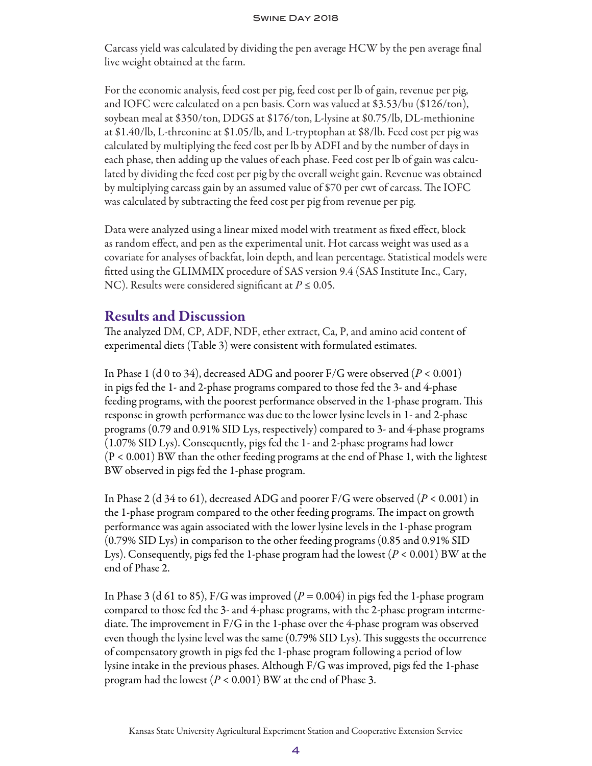Carcass yield was calculated by dividing the pen average HCW by the pen average final live weight obtained at the farm.

For the economic analysis, feed cost per pig, feed cost per lb of gain, revenue per pig, and IOFC were calculated on a pen basis. Corn was valued at \$3.53/bu (\$126/ton), soybean meal at \$350/ton, DDGS at \$176/ton, L-lysine at \$0.75/lb, DL-methionine at \$1.40/lb, L-threonine at \$1.05/lb, and L-tryptophan at \$8/lb. Feed cost per pig was calculated by multiplying the feed cost per lb by ADFI and by the number of days in each phase, then adding up the values of each phase. Feed cost per lb of gain was calculated by dividing the feed cost per pig by the overall weight gain. Revenue was obtained by multiplying carcass gain by an assumed value of \$70 per cwt of carcass. The IOFC was calculated by subtracting the feed cost per pig from revenue per pig.

Data were analyzed using a linear mixed model with treatment as fixed effect, block as random effect, and pen as the experimental unit. Hot carcass weight was used as a covariate for analyses of backfat, loin depth, and lean percentage. Statistical models were fitted using the GLIMMIX procedure of SAS version 9.4 (SAS Institute Inc., Cary, NC). Results were considered significant at $P \leq 0.05$.

## Results and Discussion

The analyzed DM, CP, ADF, NDF, ether extract, Ca, P, and amino acid content of experimental diets (Table 3) were consistent with formulated estimates.

In Phase 1 (d 0 to 34), decreased ADG and poorer F/G were observed ($P < 0.001$) in pigs fed the 1- and 2-phase programs compared to those fed the 3- and 4-phase feeding programs, with the poorest performance observed in the 1-phase program. This response in growth performance was due to the lower lysine levels in 1- and 2-phase programs (0.79 and 0.91% SID Lys, respectively) compared to 3- and 4-phase programs (1.07% SID Lys). Consequently, pigs fed the 1- and 2-phase programs had lower ($P < 0.001$) BW than the other feeding programs at the end of Phase 1, with the lightest BW observed in pigs fed the 1-phase program.

In Phase 2 (d 34 to 61), decreased ADG and poorer F/G were observed ($P < 0.001$) in the 1-phase program compared to the other feeding programs. The impact on growth performance was again associated with the lower lysine levels in the 1-phase program (0.79% SID Lys) in comparison to the other feeding programs (0.85 and 0.91% SID Lys). Consequently, pigs fed the 1-phase program had the lowest ($P < 0.001$) BW at the end of Phase 2.

In Phase 3 (d 61 to 85), F/G was improved ($P = 0.004$) in pigs fed the 1-phase program compared to those fed the 3- and 4-phase programs, with the 2-phase program intermediate. The improvement in F/G in the 1-phase over the 4-phase program was observed even though the lysine level was the same (0.79% SID Lys). This suggests the occurrence of compensatory growth in pigs fed the 1-phase program following a period of low lysine intake in the previous phases. Although F/G was improved, pigs fed the 1-phase program had the lowest ($P < 0.001$) BW at the end of Phase 3.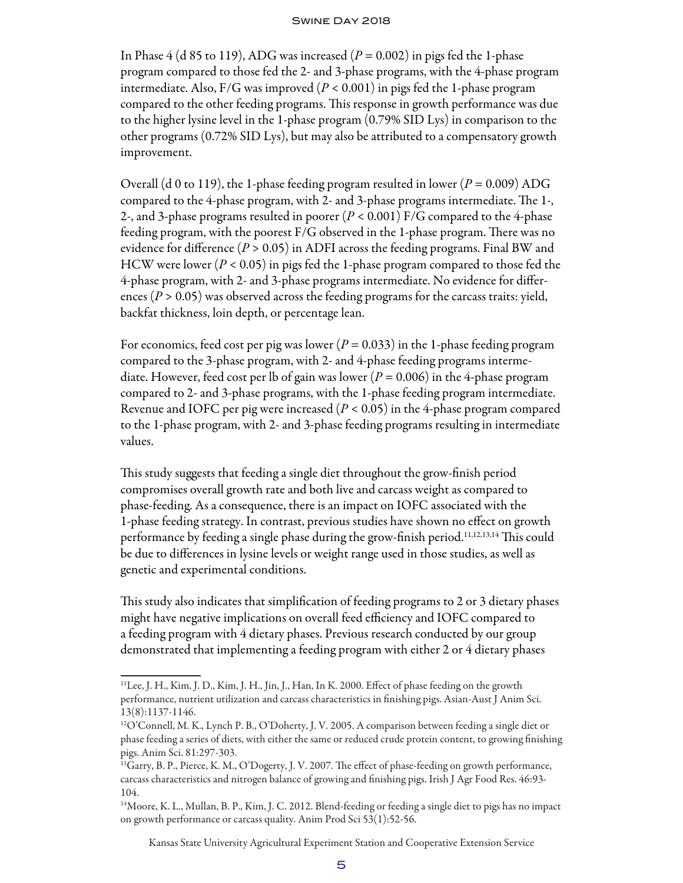In Phase 4 (d 85 to 119), ADG was increased ($P = 0.002$) in pigs fed the 1-phase program compared to those fed the 2- and 3-phase programs, with the 4-phase program intermediate. Also, F/G was improved ($P < 0.001$) in pigs fed the 1-phase program compared to the other feeding programs. This response in growth performance was due to the higher lysine level in the 1-phase program (0.79% SID Lys) in comparison to the other programs (0.72% SID Lys), but may also be attributed to a compensatory growth improvement.

Overall (d 0 to 119), the 1-phase feeding program resulted in lower ($P = 0.009$) ADG compared to the 4-phase program, with 2- and 3-phase programs intermediate. The 1-, 2-, and 3-phase programs resulted in poorer ($P < 0.001$) F/G compared to the 4-phase feeding program, with the poorest F/G observed in the 1-phase program. There was no evidence for difference ($P > 0.05$) in ADFI across the feeding programs. Final BW and HCW were lower ($P < 0.05$) in pigs fed the 1-phase program compared to those fed the 4-phase program, with 2- and 3-phase programs intermediate. No evidence for differences ($P > 0.05$) was observed across the feeding programs for the carcass traits: yield, backfat thickness, loin depth, or percentage lean.

For economics, feed cost per pig was lower ($P = 0.033$) in the 1-phase feeding program compared to the 3-phase program, with 2- and 4-phase feeding programs intermediate. However, feed cost per lb of gain was lower ($P = 0.006$) in the 4-phase program compared to 2- and 3-phase programs, with the 1-phase feeding program intermediate. Revenue and IOFC per pig were increased ($P < 0.05$) in the 4-phase program compared to the 1-phase program, with 2- and 3-phase feeding programs resulting in intermediate values.

This study suggests that feeding a single diet throughout the grow-finish period compromises overall growth rate and both live and carcass weight as compared to phase-feeding. As a consequence, there is an impact on IOFC associated with the 1-phase feeding strategy. In contrast, previous studies have shown no effect on growth performance by feeding a single phase during the grow-finish period.[11,12,13,14] This could be due to differences in lysine levels or weight range used in those studies, as well as genetic and experimental conditions.

This study also indicates that simplification of feeding programs to 2 or 3 dietary phases might have negative implications on overall feed efficiency and IOFC compared to a feeding program with 4 dietary phases. Previous research conducted by our group demonstrated that implementing a feeding program with either 2 or 4 dietary phases

---

[11] Lee, J. H., Kim, J. D., Kim, J. H., Jin, J., Han, In K. 2000. Effect of phase feeding on the growth performance, nutrient utilization and carcass characteristics in finishing pigs. Asian-Aust J Anim Sci. 13(8):1137-1146.

[12] O'Connell, M. K., Lynch P. B., O'Doherty, J. V. 2005. A comparison between feeding a single diet or phase feeding a series of diets, with either the same or reduced crude protein content, to growing finishing pigs. Anim Sci. 81:297-303.

[13] Garry, B. P., Pierce, K. M., O'Dogerty, J. V. 2007. The effect of phase-feeding on growth performance, carcass characteristics and nitrogen balance of growing and finishing pigs. Irish J Agr Food Res. 46:93-104.

[14] Moore, K. L., Mullan, B. P., Kim, J. C. 2012. Blend-feeding or feeding a single diet to pigs has no impact on growth performance or carcass quality. Anim Prod Sci 53(1):52-56.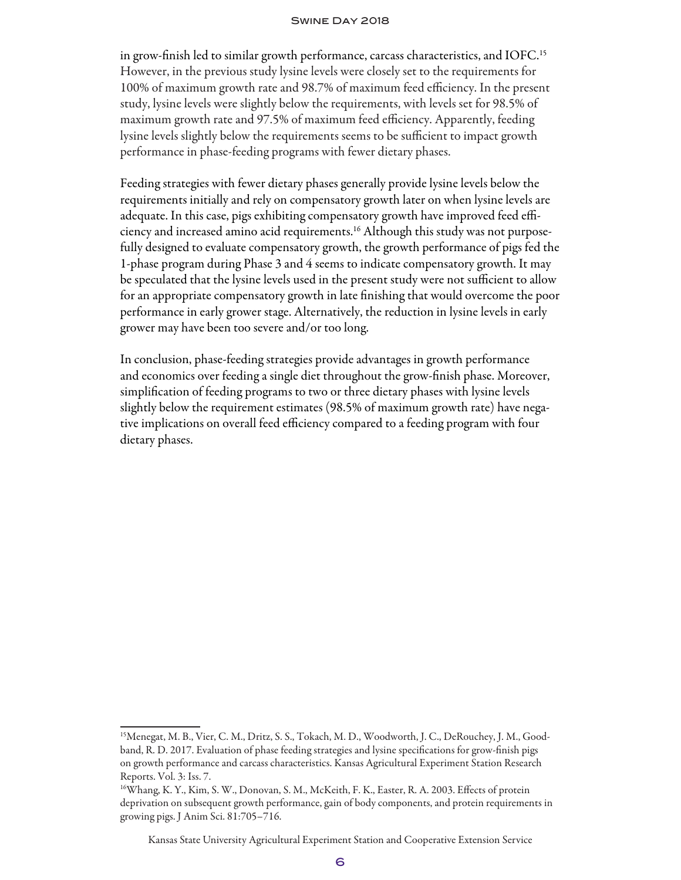in grow-finish led to similar growth performance, carcass characteristics, and IOFC.[15] However, in the previous study lysine levels were closely set to the requirements for 100% of maximum growth rate and 98.7% of maximum feed efficiency. In the present study, lysine levels were slightly below the requirements, with levels set for 98.5% of maximum growth rate and 97.5% of maximum feed efficiency. Apparently, feeding lysine levels slightly below the requirements seems to be sufficient to impact growth performance in phase-feeding programs with fewer dietary phases.

Feeding strategies with fewer dietary phases generally provide lysine levels below the requirements initially and rely on compensatory growth later on when lysine levels are adequate. In this case, pigs exhibiting compensatory growth have improved feed efficiency and increased amino acid requirements.[16] Although this study was not purposefully designed to evaluate compensatory growth, the growth performance of pigs fed the 1-phase program during Phase 3 and 4 seems to indicate compensatory growth. It may be speculated that the lysine levels used in the present study were not sufficient to allow for an appropriate compensatory growth in late finishing that would overcome the poor performance in early grower stage. Alternatively, the reduction in lysine levels in early grower may have been too severe and/or too long.

In conclusion, phase-feeding strategies provide advantages in growth performance and economics over feeding a single diet throughout the grow-finish phase. Moreover, simplification of feeding programs to two or three dietary phases with lysine levels slightly below the requirement estimates (98.5% of maximum growth rate) have negative implications on overall feed efficiency compared to a feeding program with four dietary phases.

---

[15] Menegat, M. B., Vier, C. M., Dritz, S. S., Tokach, M. D., Woodworth, J. C., DeRouchey, J. M., Goodband, R. D. 2017. Evaluation of phase feeding strategies and lysine specifications for grow-finish pigs on growth performance and carcass characteristics. Kansas Agricultural Experiment Station Research Reports. Vol. 3: Iss. 7.

[16] Whang, K. Y., Kim, S. W., Donovan, S. M., McKeith, F. K., Easter, R. A. 2003. Effects of protein deprivation on subsequent growth performance, gain of body components, and protein requirements in growing pigs. J Anim Sci. 81:705–716.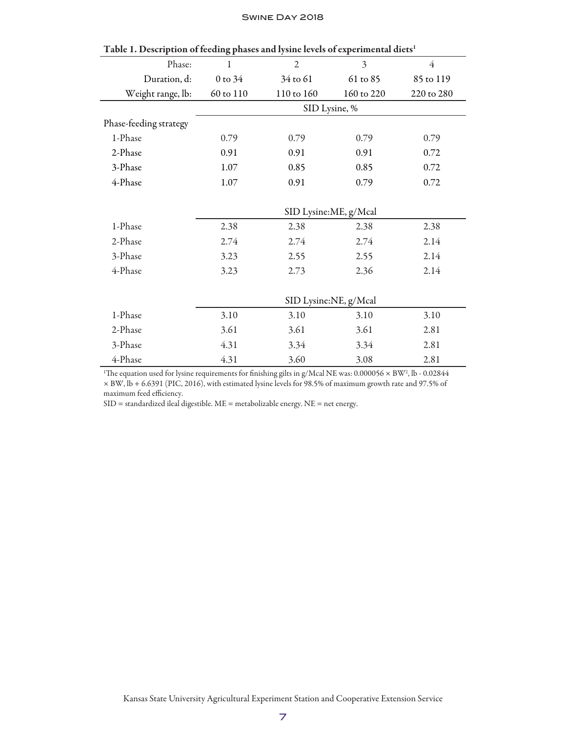Table 1. Description of feeding phases and lysine levels of experimental diets[1]

| Phase: | 1 | 2 | 3 | 4 |
|---|---|---|---|---|
| Duration, d: | 0 to 34 | 34 to 61 | 61 to 85 | 85 to 119 |
| Weight range, lb: | 60 to 110 | 110 to 160 | 160 to 220 | 220 to 280 |
| | SID Lysine, % | | | |
| Phase-feeding strategy | | | | |
| 1-Phase | 0.79 | 0.79 | 0.79 | 0.79 |
| 2-Phase | 0.91 | 0.91 | 0.91 | 0.72 |
| 3-Phase | 1.07 | 0.85 | 0.85 | 0.72 |
| 4-Phase | 1.07 | 0.91 | 0.79 | 0.72 |
| | SID Lysine:ME, g/Mcal | | | |
| 1-Phase | 2.38 | 2.38 | 2.38 | 2.38 |
| 2-Phase | 2.74 | 2.74 | 2.74 | 2.14 |
| 3-Phase | 3.23 | 2.55 | 2.55 | 2.14 |
| 4-Phase | 3.23 | 2.73 | 2.36 | 2.14 |
| | SID Lysine:NE, g/Mcal | | | |
| 1-Phase | 3.10 | 3.10 | 3.10 | 3.10 |
| 2-Phase | 3.61 | 3.61 | 3.61 | 2.81 |
| 3-Phase | 4.31 | 3.34 | 3.34 | 2.81 |
| 4-Phase | 4.31 | 3.60 | 3.08 | 2.81 |

[1]The equation used for lysine requirements for finishing gilts in g/Mcal NE was: $0.000056 \times BW^2$, lb - $0.02844 \times BW$, lb + 6.6391 (PIC, 2016), with estimated lysine levels for 98.5% of maximum growth rate and 97.5% of maximum feed efficiency.

SID = standardized ileal digestible. ME = metabolizable energy. NE = net energy.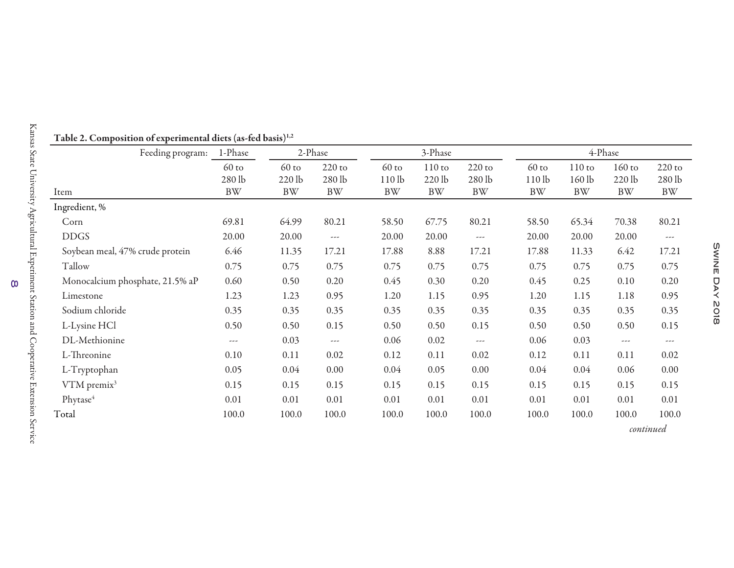Table 2. Composition of experimental diets (as-fed basis)[1,2]

| Feeding program: | 1-Phase | 2-Phase | | 3-Phase | | | 4-Phase | | | |
|---|---|---|---|---|---|---|---|---|---|---|
| Item | 60 to 280 lb BW | 60 to 220 lb BW | 220 to 280 lb BW | 60 to 110 lb BW | 110 to 220 lb BW | 220 to 280 lb BW | 60 to 110 lb BW | 110 to 160 lb BW | 160 to 220 lb BW | 220 to 280 lb BW |
| Ingredient, % | | | | | | | | | | |
| Corn | 69.81 | 64.99 | 80.21 | 58.50 | 67.75 | 80.21 | 58.50 | 65.34 | 70.38 | 80.21 |
| DDGS | 20.00 | 20.00 | --- | 20.00 | 20.00 | --- | 20.00 | 20.00 | 20.00 | --- |
| Soybean meal, 47% crude protein | 6.46 | 11.35 | 17.21 | 17.88 | 8.88 | 17.21 | 17.88 | 11.33 | 6.42 | 17.21 |
| Tallow | 0.75 | 0.75 | 0.75 | 0.75 | 0.75 | 0.75 | 0.75 | 0.75 | 0.75 | 0.75 |
| Monocalcium phosphate, 21.5% aP | 0.60 | 0.50 | 0.20 | 0.45 | 0.30 | 0.20 | 0.45 | 0.25 | 0.10 | 0.20 |
| Limestone | 1.23 | 1.23 | 0.95 | 1.20 | 1.15 | 0.95 | 1.20 | 1.15 | 1.18 | 0.95 |
| Sodium chloride | 0.35 | 0.35 | 0.35 | 0.35 | 0.35 | 0.35 | 0.35 | 0.35 | 0.35 | 0.35 |
| L-Lysine HCl | 0.50 | 0.50 | 0.15 | 0.50 | 0.50 | 0.15 | 0.50 | 0.50 | 0.50 | 0.15 |
| DL-Methionine | --- | 0.03 | --- | 0.06 | 0.02 | --- | 0.06 | 0.03 | --- | --- |
| L-Threonine | 0.10 | 0.11 | 0.02 | 0.12 | 0.11 | 0.02 | 0.12 | 0.11 | 0.11 | 0.02 |
| L-Tryptophan | 0.05 | 0.04 | 0.00 | 0.04 | 0.05 | 0.00 | 0.04 | 0.04 | 0.06 | 0.00 |
| VTM premix[3] | 0.15 | 0.15 | 0.15 | 0.15 | 0.15 | 0.15 | 0.15 | 0.15 | 0.15 | 0.15 |
| Phytase[4] | 0.01 | 0.01 | 0.01 | 0.01 | 0.01 | 0.01 | 0.01 | 0.01 | 0.01 | 0.01 |
| Total | 100.0 | 100.0 | 100.0 | 100.0 | 100.0 | 100.0 | 100.0 | 100.0 | 100.0 | 100.0 |

*continued*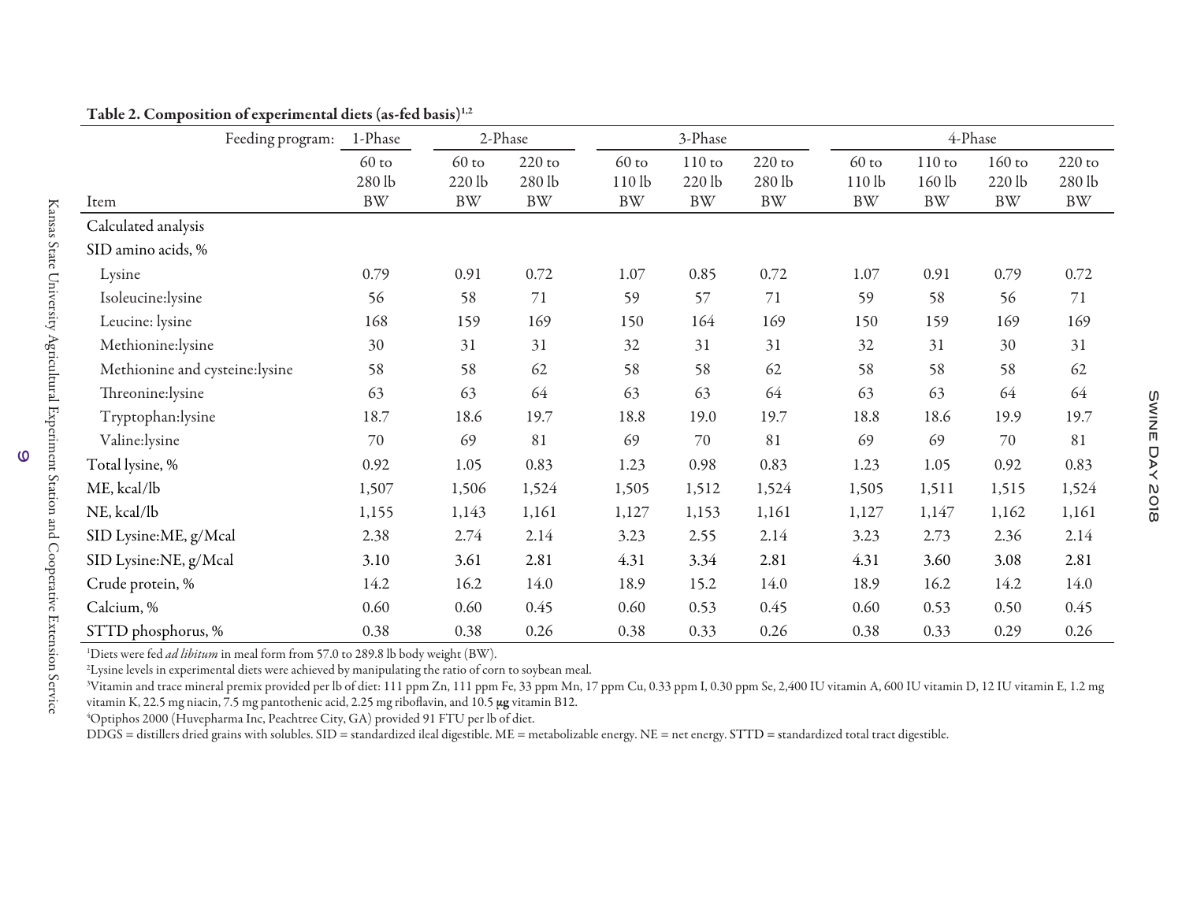**Table 2. Composition of experimental diets (as-fed basis)[1,2]**

| Feeding program: | 1-Phase | 2-Phase | | 3-Phase | | | 4-Phase | | | |
|---|---|---|---|---|---|---|---|---|---|---|
| Item | 60 to 280 lb BW | 60 to 220 lb BW | 220 to 280 lb BW | 60 to 110 lb BW | 110 to 220 lb BW | 220 to 280 lb BW | 60 to 110 lb BW | 110 to 160 lb BW | 160 to 220 lb BW | 220 to 280 lb BW |
| Calculated analysis | | | | | | | | | | |
| SID amino acids, % | | | | | | | | | | |
| Lysine | 0.79 | 0.91 | 0.72 | 1.07 | 0.85 | 0.72 | 1.07 | 0.91 | 0.79 | 0.72 |
| Isoleucine:lysine | 56 | 58 | 71 | 59 | 57 | 71 | 59 | 58 | 56 | 71 |
| Leucine: lysine | 168 | 159 | 169 | 150 | 164 | 169 | 150 | 159 | 169 | 169 |
| Methionine:lysine | 30 | 31 | 31 | 32 | 31 | 31 | 32 | 31 | 30 | 31 |
| Methionine and cysteine:lysine | 58 | 58 | 62 | 58 | 58 | 62 | 58 | 58 | 58 | 62 |
| Threonine:lysine | 63 | 63 | 64 | 63 | 63 | 64 | 63 | 63 | 64 | 64 |
| Tryptophan:lysine | 18.7 | 18.6 | 19.7 | 18.8 | 19.0 | 19.7 | 18.8 | 18.6 | 19.9 | 19.7 |
| Valine:lysine | 70 | 69 | 81 | 69 | 70 | 81 | 69 | 69 | 70 | 81 |
| Total lysine, % | 0.92 | 1.05 | 0.83 | 1.23 | 0.98 | 0.83 | 1.23 | 1.05 | 0.92 | 0.83 |
| ME, kcal/lb | 1,507 | 1,506 | 1,524 | 1,505 | 1,512 | 1,524 | 1,505 | 1,511 | 1,515 | 1,524 |
| NE, kcal/lb | 1,155 | 1,143 | 1,161 | 1,127 | 1,153 | 1,161 | 1,127 | 1,147 | 1,162 | 1,161 |
| SID Lysine:ME, g/Mcal | 2.38 | 2.74 | 2.14 | 3.23 | 2.55 | 2.14 | 3.23 | 2.73 | 2.36 | 2.14 |
| SID Lysine:NE, g/Mcal | 3.10 | 3.61 | 2.81 | 4.31 | 3.34 | 2.81 | 4.31 | 3.60 | 3.08 | 2.81 |
| Crude protein, % | 14.2 | 16.2 | 14.0 | 18.9 | 15.2 | 14.0 | 18.9 | 16.2 | 14.2 | 14.0 |
| Calcium, % | 0.60 | 0.60 | 0.45 | 0.60 | 0.53 | 0.45 | 0.60 | 0.53 | 0.50 | 0.45 |
| STTD phosphorus, % | 0.38 | 0.38 | 0.26 | 0.38 | 0.33 | 0.26 | 0.38 | 0.33 | 0.29 | 0.26 |

[1]Diets were fed *ad libitum* in meal form from 57.0 to 289.8 lb body weight (BW).

[2]Lysine levels in experimental diets were achieved by manipulating the ratio of corn to soybean meal.

[3]Vitamin and trace mineral premix provided per lb of diet: 111 ppm Zn, 111 ppm Fe, 33 ppm Mn, 17 ppm Cu, 0.33 ppm I, 0.30 ppm Se, 2,400 IU vitamin A, 600 IU vitamin D, 12 IU vitamin E, 1.2 mg vitamin K, 22.5 mg niacin, 7.5 mg pantothenic acid, 2.25 mg riboflavin, and 10.5 µg vitamin B12.

[4]Optiphos 2000 (Huvepharma Inc, Peachtree City, GA) provided 91 FTU per lb of diet.

DDGS = distillers dried grains with solubles. SID = standardized ileal digestible. ME = metabolizable energy. NE = net energy. STTD = standardized total tract digestible.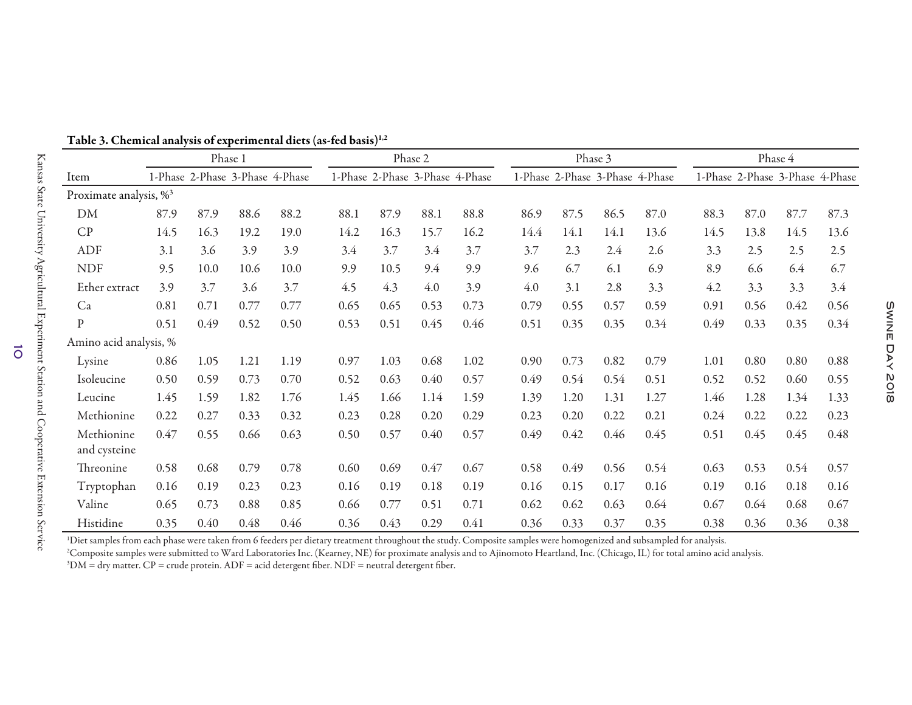**Table 3. Chemical analysis of experimental diets (as-fed basis)[1,2]**

| | Phase 1 | | | | Phase 2 | | | | Phase 3 | | | | Phase 4 | | | |
|---|---|---|---|---|---|---|---|---|---|---|---|---|---|---|---|---|
| Item | 1-Phase | 2-Phase | 3-Phase | 4-Phase | 1-Phase | 2-Phase | 3-Phase | 4-Phase | 1-Phase | 2-Phase | 3-Phase | 4-Phase | 1-Phase | 2-Phase | 3-Phase | 4-Phase |
| Proximate analysis, %[3] | | | | | | | | | | | | | | | | |
| DM | 87.9 | 87.9 | 88.6 | 88.2 | 88.1 | 87.9 | 88.1 | 88.8 | 86.9 | 87.5 | 86.5 | 87.0 | 88.3 | 87.0 | 87.7 | 87.3 |
| CP | 14.5 | 16.3 | 19.2 | 19.0 | 14.2 | 16.3 | 15.7 | 16.2 | 14.4 | 14.1 | 14.1 | 13.6 | 14.5 | 13.8 | 14.5 | 13.6 |
| ADF | 3.1 | 3.6 | 3.9 | 3.9 | 3.4 | 3.7 | 3.4 | 3.7 | 3.7 | 2.3 | 2.4 | 2.6 | 3.3 | 2.5 | 2.5 | 2.5 |
| NDF | 9.5 | 10.0 | 10.6 | 10.0 | 9.9 | 10.5 | 9.4 | 9.9 | 9.6 | 6.7 | 6.1 | 6.9 | 8.9 | 6.6 | 6.4 | 6.7 |
| Ether extract | 3.9 | 3.7 | 3.6 | 3.7 | 4.5 | 4.3 | 4.0 | 3.9 | 4.0 | 3.1 | 2.8 | 3.3 | 4.2 | 3.3 | 3.3 | 3.4 |
| Ca | 0.81 | 0.71 | 0.77 | 0.77 | 0.65 | 0.65 | 0.53 | 0.73 | 0.79 | 0.55 | 0.57 | 0.59 | 0.91 | 0.56 | 0.42 | 0.56 |
| P | 0.51 | 0.49 | 0.52 | 0.50 | 0.53 | 0.51 | 0.45 | 0.46 | 0.51 | 0.35 | 0.35 | 0.34 | 0.49 | 0.33 | 0.35 | 0.34 |
| Amino acid analysis, % | | | | | | | | | | | | | | | | |
| Lysine | 0.86 | 1.05 | 1.21 | 1.19 | 0.97 | 1.03 | 0.68 | 1.02 | 0.90 | 0.73 | 0.82 | 0.79 | 1.01 | 0.80 | 0.80 | 0.88 |
| Isoleucine | 0.50 | 0.59 | 0.73 | 0.70 | 0.52 | 0.63 | 0.40 | 0.57 | 0.49 | 0.54 | 0.54 | 0.51 | 0.52 | 0.52 | 0.60 | 0.55 |
| Leucine | 1.45 | 1.59 | 1.82 | 1.76 | 1.45 | 1.66 | 1.14 | 1.59 | 1.39 | 1.20 | 1.31 | 1.27 | 1.46 | 1.28 | 1.34 | 1.33 |
| Methionine | 0.22 | 0.27 | 0.33 | 0.32 | 0.23 | 0.28 | 0.20 | 0.29 | 0.23 | 0.20 | 0.22 | 0.21 | 0.24 | 0.22 | 0.22 | 0.23 |
| Methionine and cysteine | 0.47 | 0.55 | 0.66 | 0.63 | 0.50 | 0.57 | 0.40 | 0.57 | 0.49 | 0.42 | 0.46 | 0.45 | 0.51 | 0.45 | 0.45 | 0.48 |
| Threonine | 0.58 | 0.68 | 0.79 | 0.78 | 0.60 | 0.69 | 0.47 | 0.67 | 0.58 | 0.49 | 0.56 | 0.54 | 0.63 | 0.53 | 0.54 | 0.57 |
| Tryptophan | 0.16 | 0.19 | 0.23 | 0.23 | 0.16 | 0.19 | 0.18 | 0.19 | 0.16 | 0.15 | 0.17 | 0.16 | 0.19 | 0.16 | 0.18 | 0.16 |
| Valine | 0.65 | 0.73 | 0.88 | 0.85 | 0.66 | 0.77 | 0.51 | 0.71 | 0.62 | 0.62 | 0.63 | 0.64 | 0.67 | 0.64 | 0.68 | 0.67 |
| Histidine | 0.35 | 0.40 | 0.48 | 0.46 | 0.36 | 0.43 | 0.29 | 0.41 | 0.36 | 0.33 | 0.37 | 0.35 | 0.38 | 0.36 | 0.36 | 0.38 |

[1]Diet samples from each phase were taken from 6 feeders per dietary treatment throughout the study. Composite samples were homogenized and subsampled for analysis.
[2]Composite samples were submitted to Ward Laboratories Inc. (Kearney, NE) for proximate analysis and to Ajinomoto Heartland, Inc. (Chicago, IL) for total amino acid analysis.
[3]DM = dry matter. CP = crude protein. ADF = acid detergent fiber. NDF = neutral detergent fiber.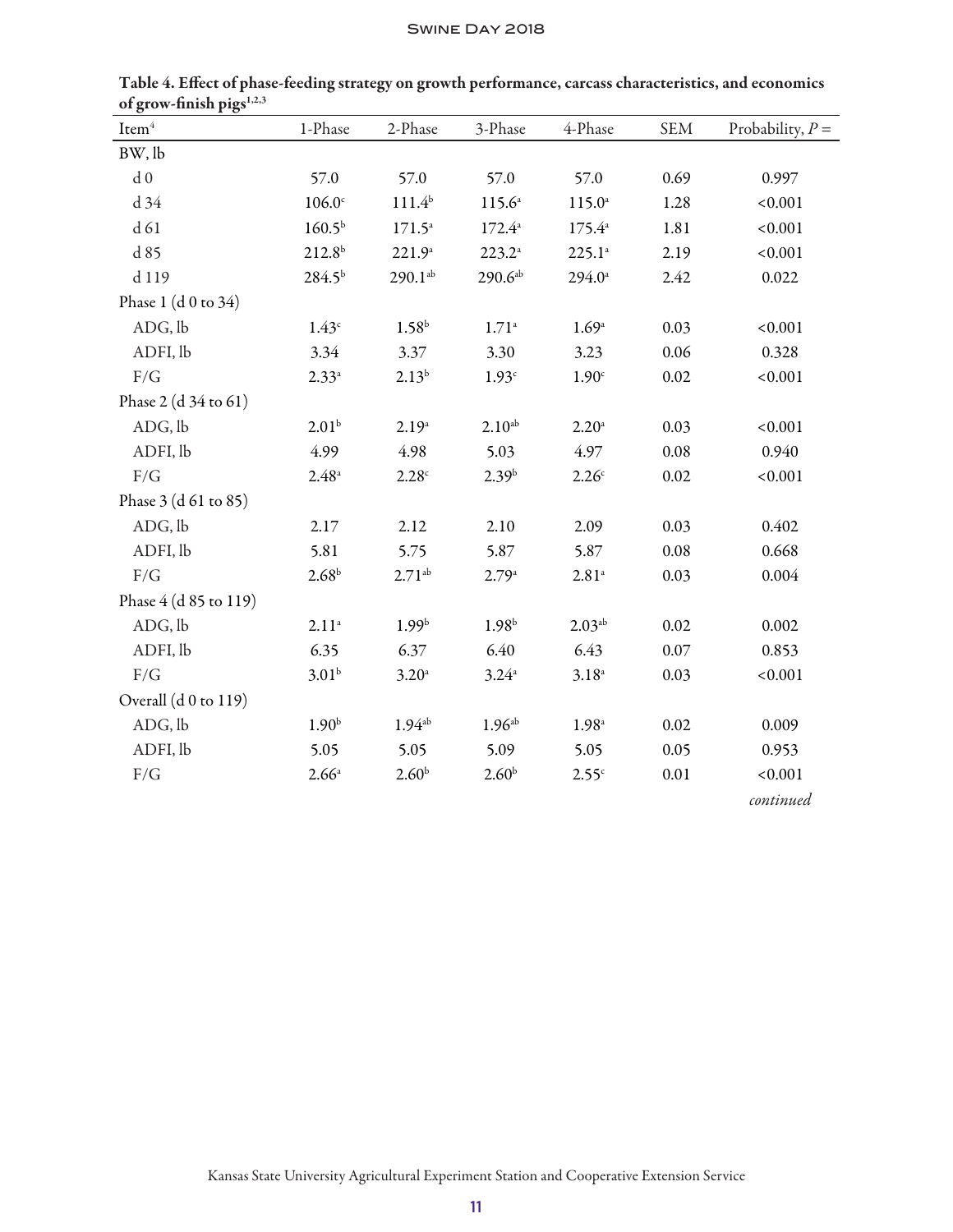**Table 4. Effect of phase-feeding strategy on growth performance, carcass characteristics, and economics of grow-finish pigs[1,2,3]**

| Item[4] | 1-Phase | 2-Phase | 3-Phase | 4-Phase | SEM | Probability, $P =$ |
|---|---|---|---|---|---|---|
| BW, lb | | | | | | |
| d 0 | 57.0 | 57.0 | 57.0 | 57.0 | 0.69 | 0.997 |
| d 34 | 106.0[c] | 111.4[b] | 115.6[a] | 115.0[a] | 1.28 | <0.001 |
| d 61 | 160.5[b] | 171.5[a] | 172.4[a] | 175.4[a] | 1.81 | <0.001 |
| d 85 | 212.8[b] | 221.9[a] | 223.2[a] | 225.1[a] | 2.19 | <0.001 |
| d 119 | 284.5[b] | 290.1[ab] | 290.6[ab] | 294.0[a] | 2.42 | 0.022 |
| Phase 1 (d 0 to 34) | | | | | | |
| ADG, lb | 1.43[c] | 1.58[b] | 1.71[a] | 1.69[a] | 0.03 | <0.001 |
| ADFI, lb | 3.34 | 3.37 | 3.30 | 3.23 | 0.06 | 0.328 |
| F/G | 2.33[a] | 2.13[b] | 1.93[c] | 1.90[c] | 0.02 | <0.001 |
| Phase 2 (d 34 to 61) | | | | | | |
| ADG, lb | 2.01[b] | 2.19[a] | 2.10[ab] | 2.20[a] | 0.03 | <0.001 |
| ADFI, lb | 4.99 | 4.98 | 5.03 | 4.97 | 0.08 | 0.940 |
| F/G | 2.48[a] | 2.28[c] | 2.39[b] | 2.26[c] | 0.02 | <0.001 |
| Phase 3 (d 61 to 85) | | | | | | |
| ADG, lb | 2.17 | 2.12 | 2.10 | 2.09 | 0.03 | 0.402 |
| ADFI, lb | 5.81 | 5.75 | 5.87 | 5.87 | 0.08 | 0.668 |
| F/G | 2.68[b] | 2.71[ab] | 2.79[a] | 2.81[a] | 0.03 | 0.004 |
| Phase 4 (d 85 to 119) | | | | | | |
| ADG, lb | 2.11[a] | 1.99[b] | 1.98[b] | 2.03[ab] | 0.02 | 0.002 |
| ADFI, lb | 6.35 | 6.37 | 6.40 | 6.43 | 0.07 | 0.853 |
| F/G | 3.01[b] | 3.20[a] | 3.24[a] | 3.18[a] | 0.03 | <0.001 |
| Overall (d 0 to 119) | | | | | | |
| ADG, lb | 1.90[b] | 1.94[ab] | 1.96[ab] | 1.98[a] | 0.02 | 0.009 |
| ADFI, lb | 5.05 | 5.05 | 5.09 | 5.05 | 0.05 | 0.953 |
| F/G | 2.66[a] | 2.60[b] | 2.60[b] | 2.55[c] | 0.01 | <0.001 |

*continued*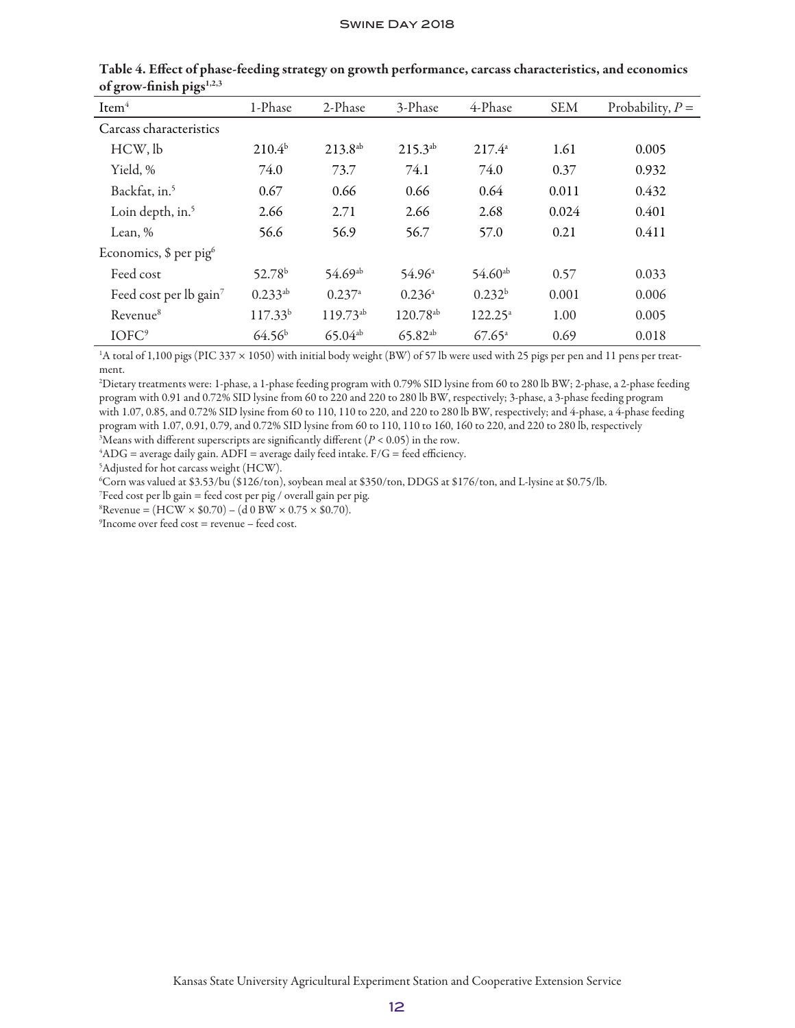Table 4. Effect of phase-feeding strategy on growth performance, carcass characteristics, and economics of grow-finish pigs[1,2,3]

| Item[4] | 1-Phase | 2-Phase | 3-Phase | 4-Phase | SEM | Probability, $P =$ |
|---|---|---|---|---|---|---|
| Carcass characteristics | | | | | | |
| HCW, lb | 210.4[b] | 213.8[ab] | 215.3[ab] | 217.4[a] | 1.61 | 0.005 |
| Yield, % | 74.0 | 73.7 | 74.1 | 74.0 | 0.37 | 0.932 |
| Backfat, in.[5] | 0.67 | 0.66 | 0.66 | 0.64 | 0.011 | 0.432 |
| Loin depth, in.[5] | 2.66 | 2.71 | 2.66 | 2.68 | 0.024 | 0.401 |
| Lean, % | 56.6 | 56.9 | 56.7 | 57.0 | 0.21 | 0.411 |
| Economics, $ per pig[6] | | | | | | |
| Feed cost | 52.78[b] | 54.69[ab] | 54.96[a] | 54.60[ab] | 0.57 | 0.033 |
| Feed cost per lb gain[7] | 0.233[ab] | 0.237[a] | 0.236[a] | 0.232[b] | 0.001 | 0.006 |
| Revenue[8] | 117.33[b] | 119.73[ab] | 120.78[ab] | 122.25[a] | 1.00 | 0.005 |
| IOFC[9] | 64.56[b] | 65.04[ab] | 65.82[ab] | 67.65[a] | 0.69 | 0.018 |

[1]A total of 1,100 pigs (PIC 337 × 1050) with initial body weight (BW) of 57 lb were used with 25 pigs per pen and 11 pens per treatment.

[2]Dietary treatments were: 1-phase, a 1-phase feeding program with 0.79% SID lysine from 60 to 280 lb BW; 2-phase, a 2-phase feeding program with 0.91 and 0.72% SID lysine from 60 to 220 and 220 to 280 lb BW, respectively; 3-phase, a 3-phase feeding program with 1.07, 0.85, and 0.72% SID lysine from 60 to 110, 110 to 220, and 220 to 280 lb BW, respectively; and 4-phase, a 4-phase feeding program with 1.07, 0.91, 0.79, and 0.72% SID lysine from 60 to 110, 110 to 160, 160 to 220, and 220 to 280 lb, respectively

[3]Means with different superscripts are significantly different ($P < 0.05$) in the row.

[4]ADG = average daily gain. ADFI = average daily feed intake. F/G = feed efficiency.

[5]Adjusted for hot carcass weight (HCW).

[6]Corn was valued at $3.53/bu ($126/ton), soybean meal at $350/ton, DDGS at $176/ton, and L-lysine at $0.75/lb.

[7]Feed cost per lb gain = feed cost per pig / overall gain per pig.

[8]Revenue = (HCW × $0.70) – (d 0 BW × 0.75 × $0.70).

[9]Income over feed cost = revenue – feed cost.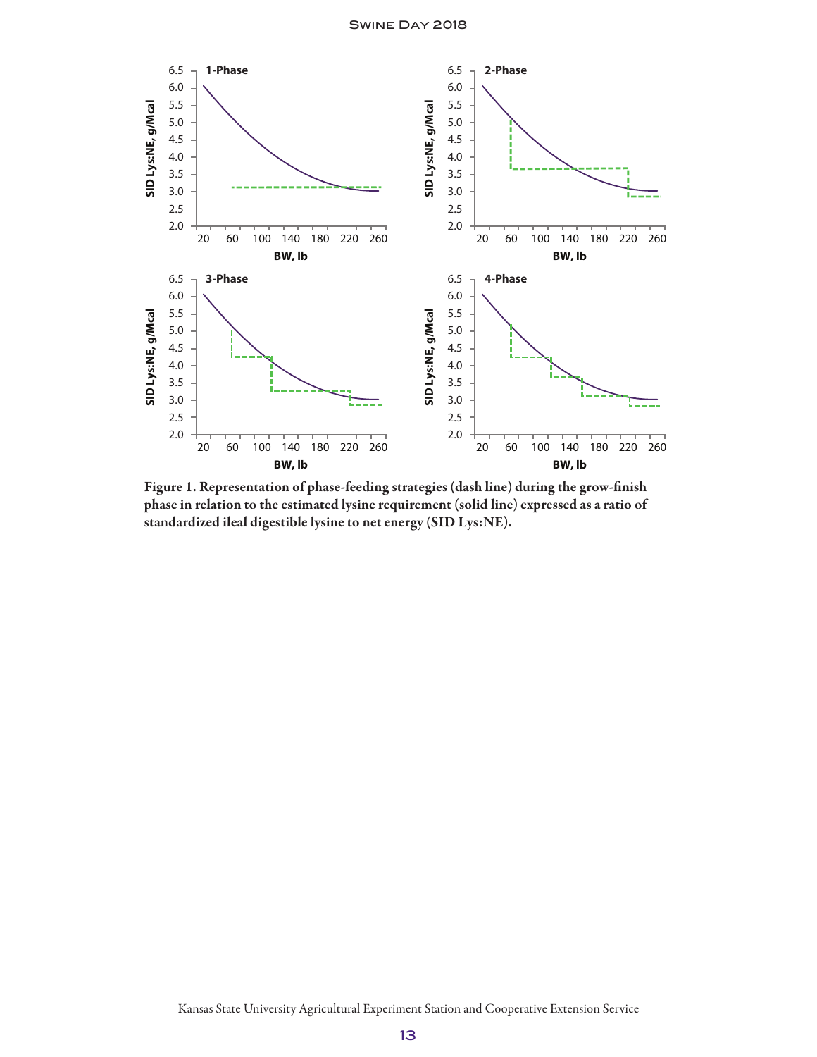1-Phase

SID Lys:NE, g/Mcal

6.5
6.0
5.5
5.0
4.5
4.0
3.5
3.0
2.5
2.0

20 60 100 140 180 220 260

BW, lb

2-Phase

SID Lys:NE, g/Mcal

6.5
6.0
5.5
5.0
4.5
4.0
3.5
3.0
2.5
2.0

20 60 100 140 180 220 260

BW, lb

3-Phase

SID Lys:NE, g/Mcal

6.5
6.0
5.5
5.0
4.5
4.0
3.5
3.0
2.5
2.0

20 60 100 140 180 220 260

BW, lb

4-Phase

SID Lys:NE, g/Mcal

6.5
6.0
5.5
5.0
4.5
4.0
3.5
3.0
2.5
2.0

20 60 100 140 180 220 260

BW, lb

**Figure 1. Representation of phase-feeding strategies (dash line) during the grow-finish phase in relation to the estimated lysine requirement (solid line) expressed as a ratio of standardized ileal digestible lysine to net energy (SID Lys:NE).**